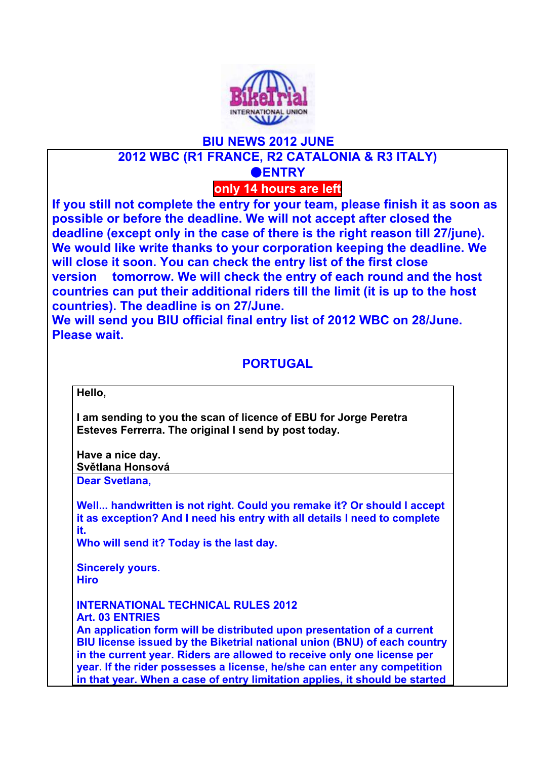BikeTrial INTERNATIONAL UNION

# BIU NEWS 2012 JUNE

## 2012 WBC (R1 FRANCE, R2 CATALONIA & R3 ITALY)

### ●ENTRY

**only 14 hours are left**

**If you still not complete the entry for your team, please finish it as soon as possible or before the deadline. We will not accept after closed the deadline (except only in the case of there is the right reason till 27/june). We would like write thanks to your corporation keeping the deadline. We will close it soon. You can check the entry list of the first close version tomorrow. We will check the entry of each round and the host countries can put their additional riders till the limit (it is up to the host countries). The deadline is on 27/June.**
**We will send you BIU official final entry list of 2012 WBC on 28/June. Please wait.**

### PORTUGAL

**Hello,**

**I am sending to you the scan of licence of EBU for Jorge Peretra Esteves Ferrerra. The original I send by post today.**

**Have a nice day.**
**Světlana Honsová**

**Dear Svetlana,**

**Well... handwritten is not right. Could you remake it? Or should I accept it as exception? And I need his entry with all details I need to complete it.**
**Who will send it? Today is the last day.**

**Sincerely yours.**
**Hiro**

**INTERNATIONAL TECHNICAL RULES 2012**
**Art. 03 ENTRIES**
**An application form will be distributed upon presentation of a current BIU license issued by the Biketrial national union (BNU) of each country in the current year. Riders are allowed to receive only one license per year. If the rider possesses a license, he/she can enter any competition in that year. When a case of entry limitation applies, it should be started**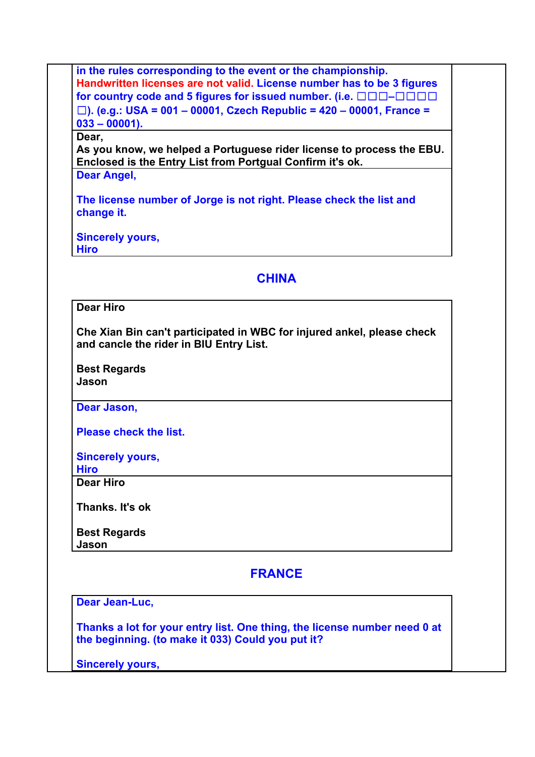in the rules corresponding to the event or the championship.
Handwritten licenses are not valid. License number has to be 3 figures for country code and 5 figures for issued number. (i.e. □□□–□□□□□). (e.g.: USA = 001 – 00001, Czech Republic = 420 – 00001, France = 033 – 00001).

Dear,
As you know, we helped a Portuguese rider license to process the EBU. Enclosed is the Entry List from Portgual Confirm it's ok.

Dear Angel,

The license number of Jorge is not right. Please check the list and change it.

Sincerely yours,
Hiro

## CHINA

Dear Hiro

Che Xian Bin can't participated in WBC for injured ankel, please check and cancle the rider in BIU Entry List.

Best Regards
Jason

Dear Jason,

Please check the list.

Sincerely yours,
Hiro

Dear Hiro

Thanks. It's ok

Best Regards
Jason

## FRANCE

Dear Jean-Luc,

Thanks a lot for your entry list. One thing, the license number need 0 at the beginning. (to make it 033) Could you put it?

Sincerely yours,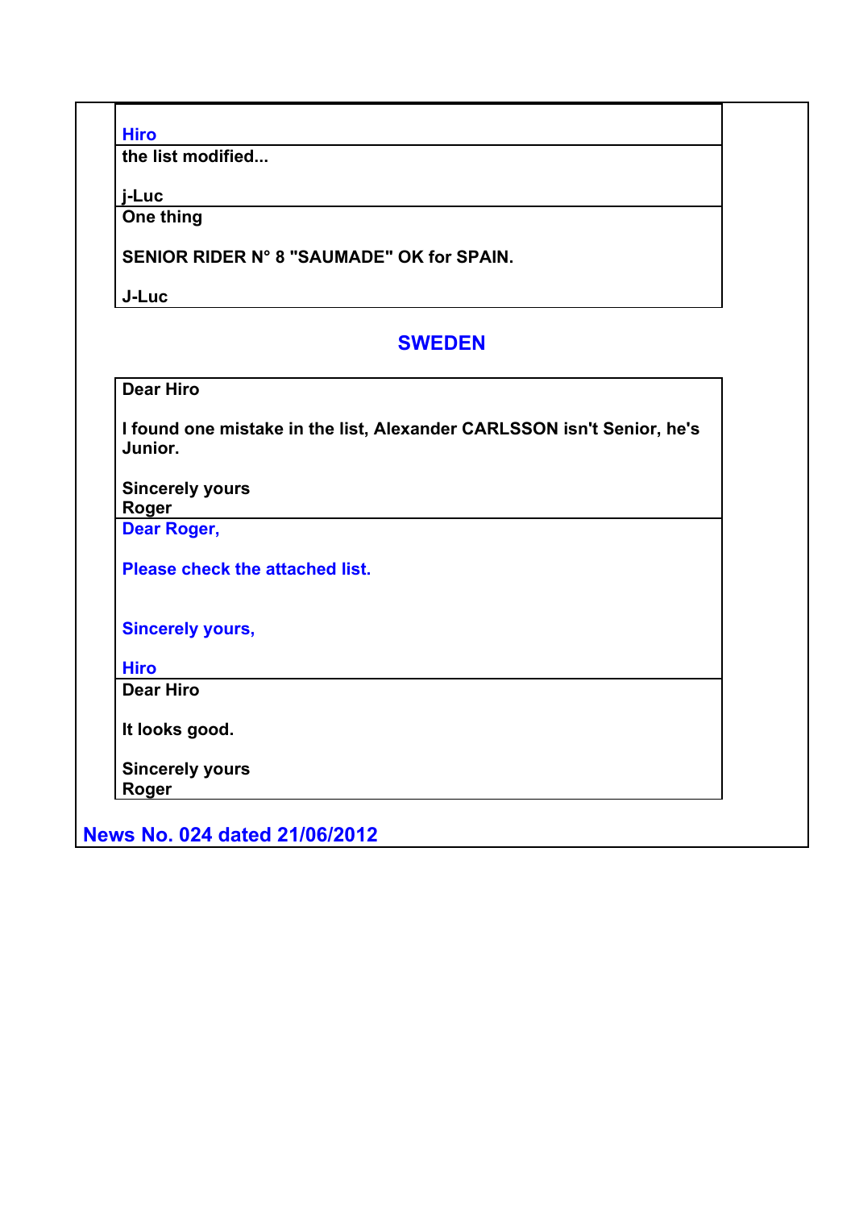Hiro

the list modified...

j-Luc

One thing

SENIOR RIDER N° 8 "SAUMADE" OK for SPAIN.

J-Luc

## SWEDEN

Dear Hiro

I found one mistake in the list, Alexander CARLSSON isn't Senior, he's Junior.

Sincerely yours
Roger

Dear Roger,

Please check the attached list.

Sincerely yours,

Hiro

Dear Hiro

It looks good.

Sincerely yours
Roger

News No. 024 dated 21/06/2012